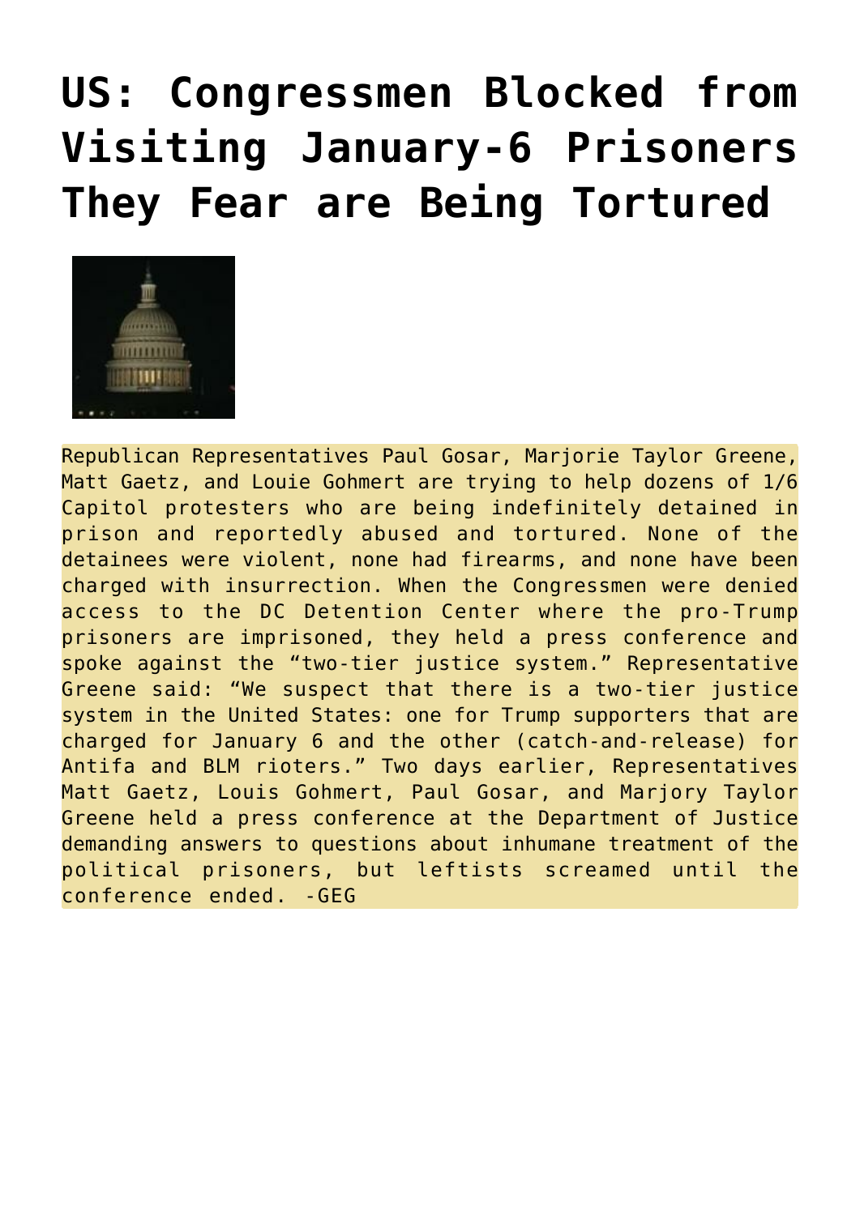# US: Congressmen Blocked from Visiting January-6 Prisoners They Fear are Being Tortured

Republican Representatives Paul Gosar, Marjorie Taylor Greene, Matt Gaetz, and Louie Gohmert are trying to help dozens of 1/6 Capitol protesters who are being indefinitely detained in prison and reportedly abused and tortured. None of the detainees were violent, none had firearms, and none have been charged with insurrection. When the Congressmen were denied access to the DC Detention Center where the pro-Trump prisoners are imprisoned, they held a press conference and spoke against the "two-tier justice system." Representative Greene said: "We suspect that there is a two-tier justice system in the United States: one for Trump supporters that are charged for January 6 and the other (catch-and-release) for Antifa and BLM rioters." Two days earlier, Representatives Matt Gaetz, Louis Gohmert, Paul Gosar, and Marjory Taylor Greene held a press conference at the Department of Justice demanding answers to questions about inhumane treatment of the political prisoners, but leftists screamed until the conference ended. -GEG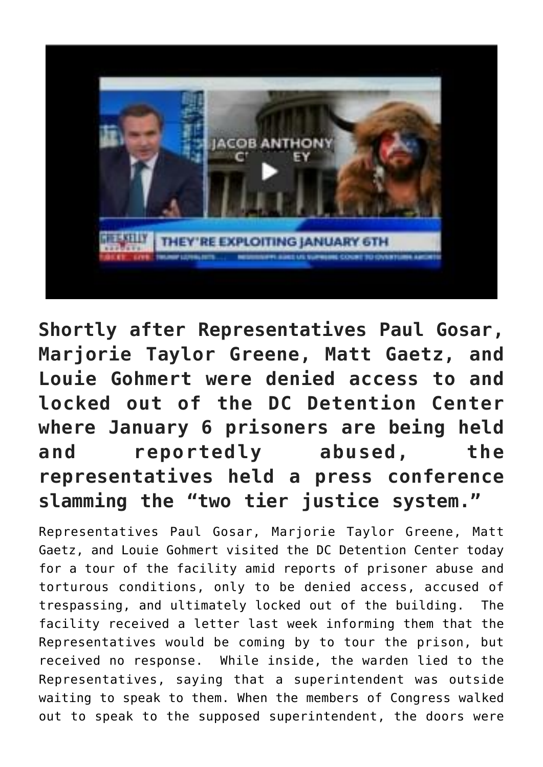**Shortly after Representatives Paul Gosar, Marjorie Taylor Greene, Matt Gaetz, and Louie Gohmert were denied access to and locked out of the DC Detention Center where January 6 prisoners are being held and reportedly abused, the representatives held a press conference slamming the "two tier justice system."**

Representatives Paul Gosar, Marjorie Taylor Greene, Matt Gaetz, and Louie Gohmert visited the DC Detention Center today for a tour of the facility amid reports of prisoner abuse and torturous conditions, only to be denied access, accused of trespassing, and ultimately locked out of the building. The facility received a letter last week informing them that the Representatives would be coming by to tour the prison, but received no response. While inside, the warden lied to the Representatives, saying that a superintendent was outside waiting to speak to them. When the members of Congress walked out to speak to the supposed superintendent, the doors were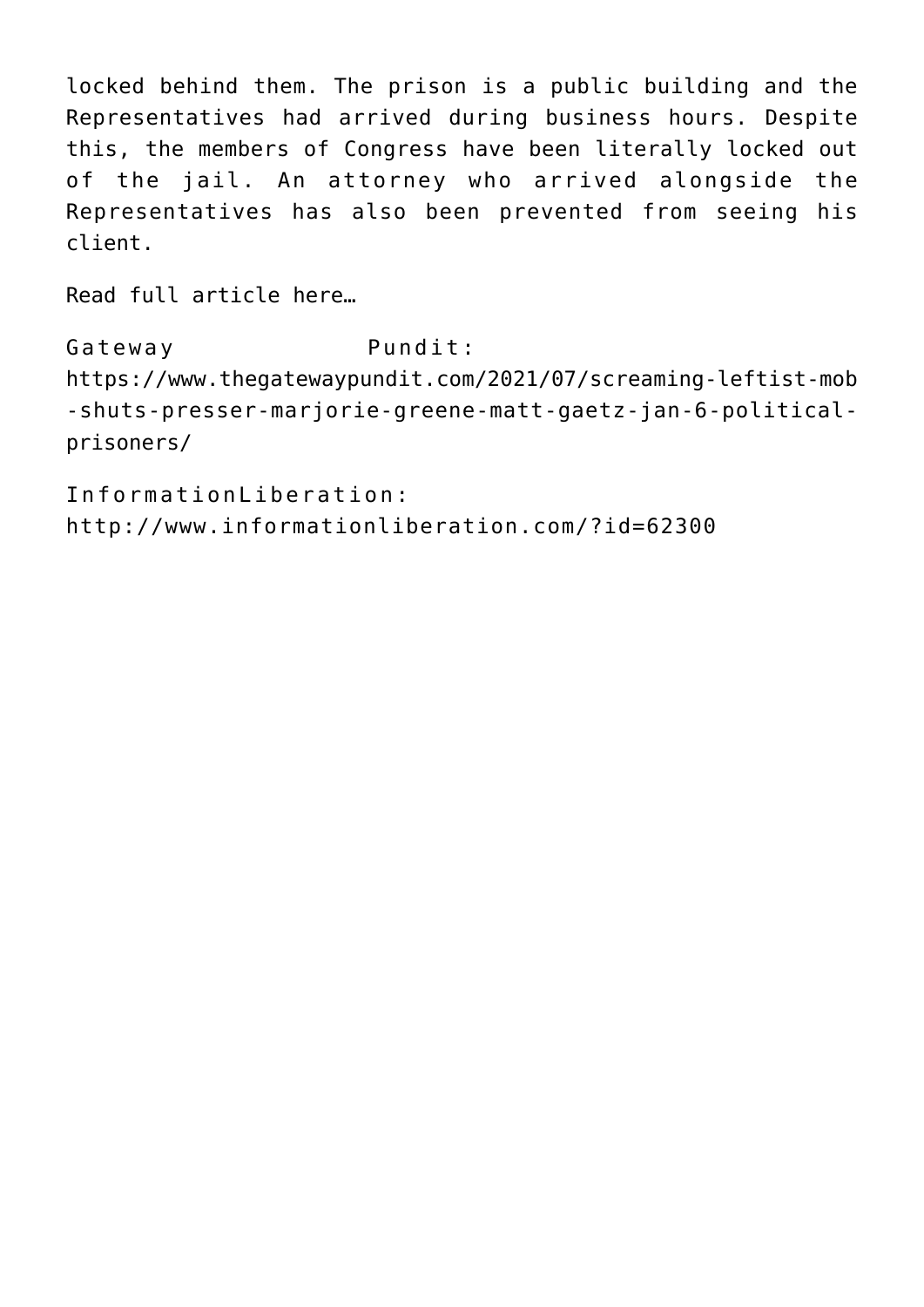locked behind them. The prison is a public building and the Representatives had arrived during business hours. Despite this, the members of Congress have been literally locked out of the jail. An attorney who arrived alongside the Representatives has also been prevented from seeing his client.

Read full article here…

Gateway Pundit: https://www.thegatewaypundit.com/2021/07/screaming-leftist-mob-shuts-presser-marjorie-greene-matt-gaetz-jan-6-political-prisoners/

InformationLiberation: http://www.informationliberation.com/?id=62300